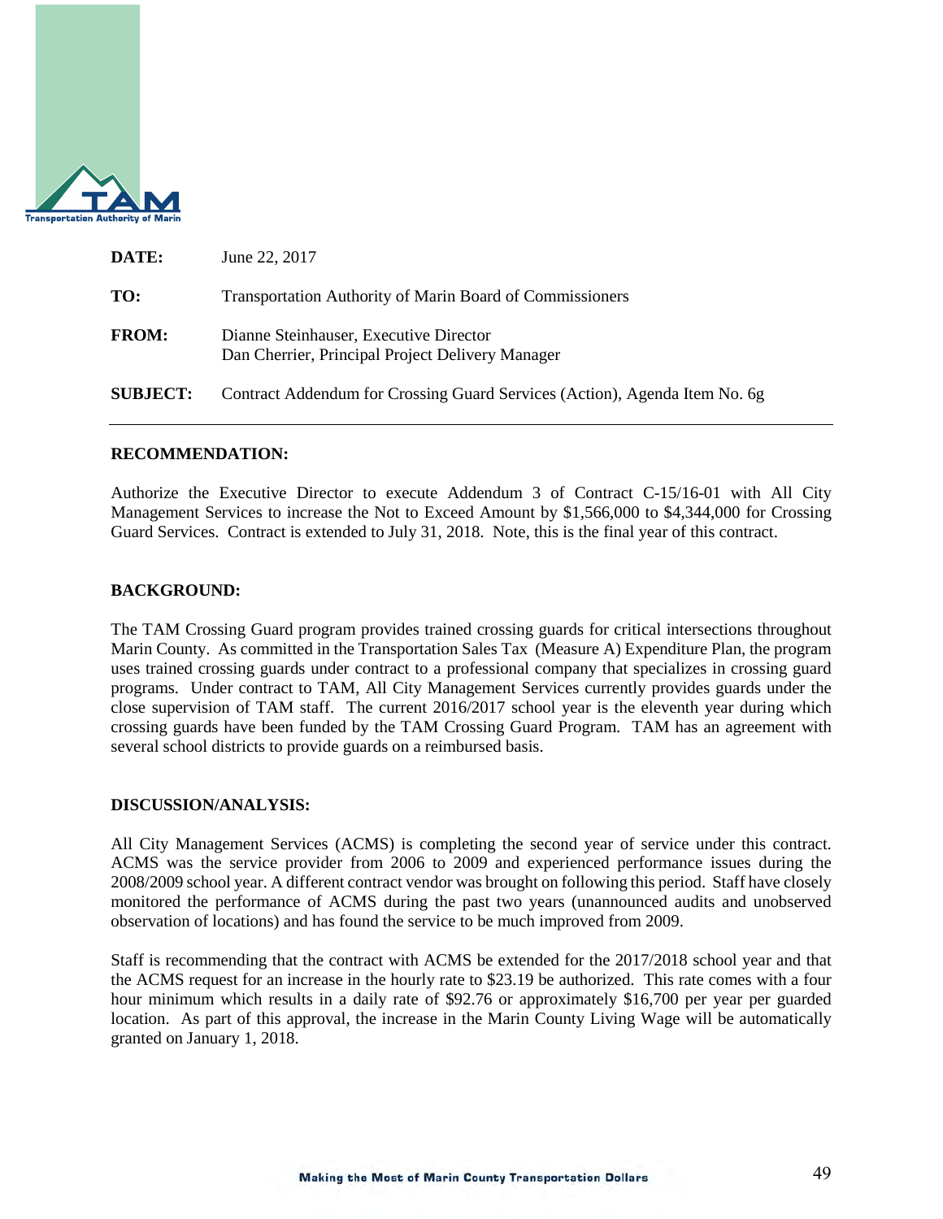Transportation Authority of Marin

| | |
|---|---|
| **DATE:** | June 22, 2017 |
| **TO:** | Transportation Authority of Marin Board of Commissioners |
| **FROM:** | Dianne Steinhauser, Executive Director<br>Dan Cherrier, Principal Project Delivery Manager |
| **SUBJECT:** | Contract Addendum for Crossing Guard Services (Action), Agenda Item No. 6g |

---

**RECOMMENDATION:**

Authorize the Executive Director to execute Addendum 3 of Contract C-15/16-01 with All City Management Services to increase the Not to Exceed Amount by $1,566,000 to $4,344,000 for Crossing Guard Services. Contract is extended to July 31, 2018. Note, this is the final year of this contract.

**BACKGROUND:**

The TAM Crossing Guard program provides trained crossing guards for critical intersections throughout Marin County. As committed in the Transportation Sales Tax (Measure A) Expenditure Plan, the program uses trained crossing guards under contract to a professional company that specializes in crossing guard programs. Under contract to TAM, All City Management Services currently provides guards under the close supervision of TAM staff. The current 2016/2017 school year is the eleventh year during which crossing guards have been funded by the TAM Crossing Guard Program. TAM has an agreement with several school districts to provide guards on a reimbursed basis.

**DISCUSSION/ANALYSIS:**

All City Management Services (ACMS) is completing the second year of service under this contract. ACMS was the service provider from 2006 to 2009 and experienced performance issues during the 2008/2009 school year. A different contract vendor was brought on following this period. Staff have closely monitored the performance of ACMS during the past two years (unannounced audits and unobserved observation of locations) and has found the service to be much improved from 2009.

Staff is recommending that the contract with ACMS be extended for the 2017/2018 school year and that the ACMS request for an increase in the hourly rate to $23.19 be authorized. This rate comes with a four hour minimum which results in a daily rate of $92.76 or approximately $16,700 per year per guarded location. As part of this approval, the increase in the Marin County Living Wage will be automatically granted on January 1, 2018.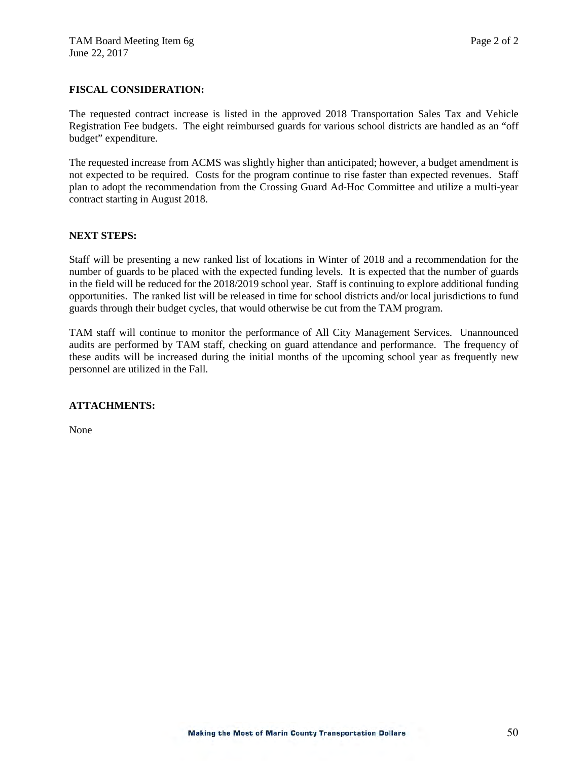**FISCAL CONSIDERATION:**

The requested contract increase is listed in the approved 2018 Transportation Sales Tax and Vehicle Registration Fee budgets. The eight reimbursed guards for various school districts are handled as an "off budget" expenditure.

The requested increase from ACMS was slightly higher than anticipated; however, a budget amendment is not expected to be required. Costs for the program continue to rise faster than expected revenues. Staff plan to adopt the recommendation from the Crossing Guard Ad-Hoc Committee and utilize a multi-year contract starting in August 2018.

**NEXT STEPS:**

Staff will be presenting a new ranked list of locations in Winter of 2018 and a recommendation for the number of guards to be placed with the expected funding levels. It is expected that the number of guards in the field will be reduced for the 2018/2019 school year. Staff is continuing to explore additional funding opportunities. The ranked list will be released in time for school districts and/or local jurisdictions to fund guards through their budget cycles, that would otherwise be cut from the TAM program.

TAM staff will continue to monitor the performance of All City Management Services. Unannounced audits are performed by TAM staff, checking on guard attendance and performance. The frequency of these audits will be increased during the initial months of the upcoming school year as frequently new personnel are utilized in the Fall.

**ATTACHMENTS:**

None